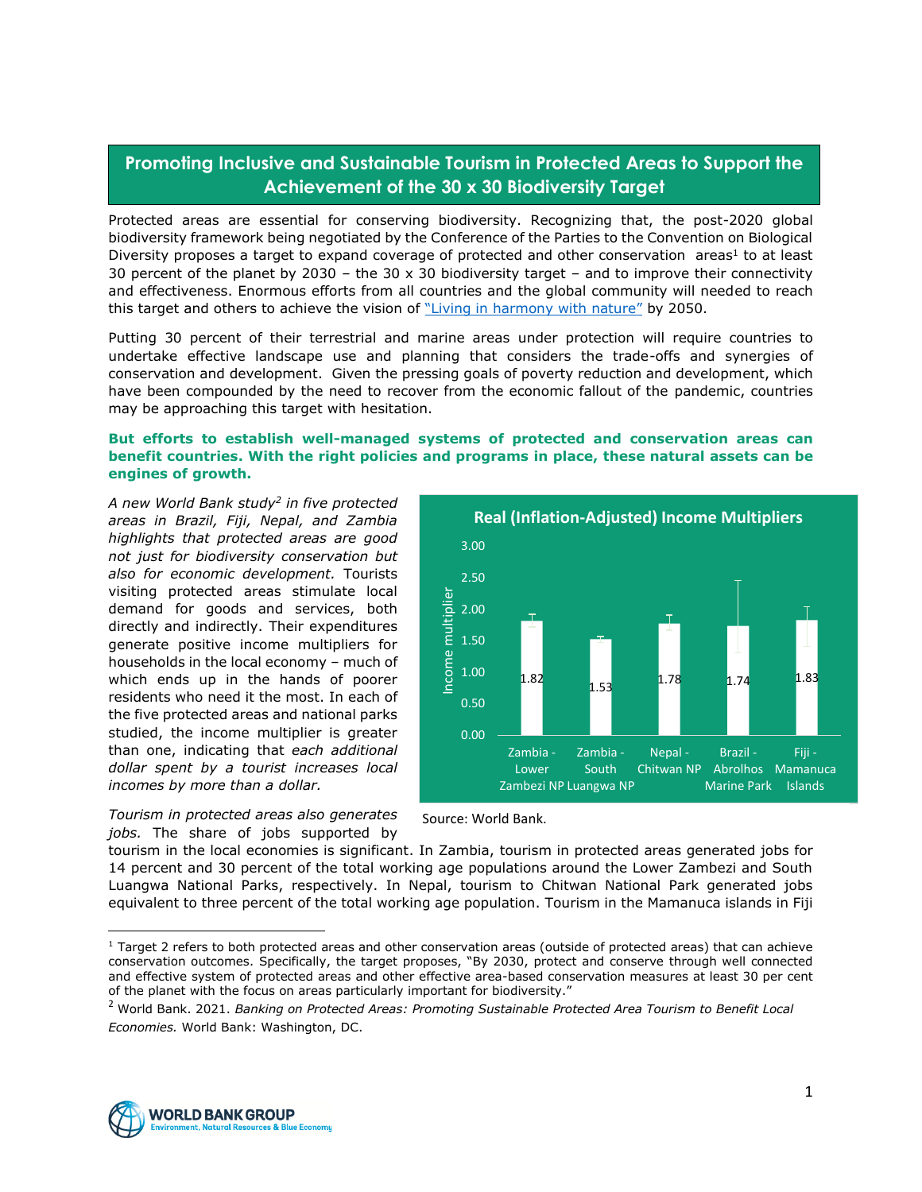# Promoting Inclusive and Sustainable Tourism in Protected Areas to Support the Achievement of the 30 x 30 Biodiversity Target

Protected areas are essential for conserving biodiversity. Recognizing that, the post-2020 global biodiversity framework being negotiated by the Conference of the Parties to the Convention on Biological Diversity proposes a target to expand coverage of protected and other conservation areas[1] to at least 30 percent of the planet by 2030 – the 30 x 30 biodiversity target – and to improve their connectivity and effectiveness. Enormous efforts from all countries and the global community will needed to reach this target and others to achieve the vision of "Living in harmony with nature" by 2050.

Putting 30 percent of their terrestrial and marine areas under protection will require countries to undertake effective landscape use and planning that considers the trade-offs and synergies of conservation and development. Given the pressing goals of poverty reduction and development, which have been compounded by the need to recover from the economic fallout of the pandemic, countries may be approaching this target with hesitation.

**But efforts to establish well-managed systems of protected and conservation areas can benefit countries. With the right policies and programs in place, these natural assets can be engines of growth.**

*A new World Bank study[2] in five protected areas in Brazil, Fiji, Nepal, and Zambia highlights that protected areas are good not just for biodiversity conservation but also for economic development.* Tourists visiting protected areas stimulate local demand for goods and services, both directly and indirectly. Their expenditures generate positive income multipliers for households in the local economy – much of which ends up in the hands of poorer residents who need it the most. In each of the five protected areas and national parks studied, the income multiplier is greater than one, indicating that *each additional dollar spent by a tourist increases local incomes by more than a dollar.*

**Real (Inflation-Adjusted) Income Multipliers**

| Protected area | Income multiplier |
|---|---|
| Zambia - Lower Zambezi NP | 1.82 |
| Zambia - South Luangwa NP | 1.53 |
| Nepal - Chitwan NP | 1.78 |
| Brazil - Abrolhos Marine Park | 1.74 |
| Fiji - Mamanuca Islands | 1.83 |

Source: World Bank.

*Tourism in protected areas also generates jobs.* The share of jobs supported by tourism in the local economies is significant. In Zambia, tourism in protected areas generated jobs for 14 percent and 30 percent of the total working age populations around the Lower Zambezi and South Luangwa National Parks, respectively. In Nepal, tourism to Chitwan National Park generated jobs equivalent to three percent of the total working age population. Tourism in the Mamanuca islands in Fiji

---

[1] Target 2 refers to both protected areas and other conservation areas (outside of protected areas) that can achieve conservation outcomes. Specifically, the target proposes, "By 2030, protect and conserve through well connected and effective system of protected areas and other effective area-based conservation measures at least 30 per cent of the planet with the focus on areas particularly important for biodiversity."

[2] World Bank. 2021. *Banking on Protected Areas: Promoting Sustainable Protected Area Tourism to Benefit Local Economies.* World Bank: Washington, DC.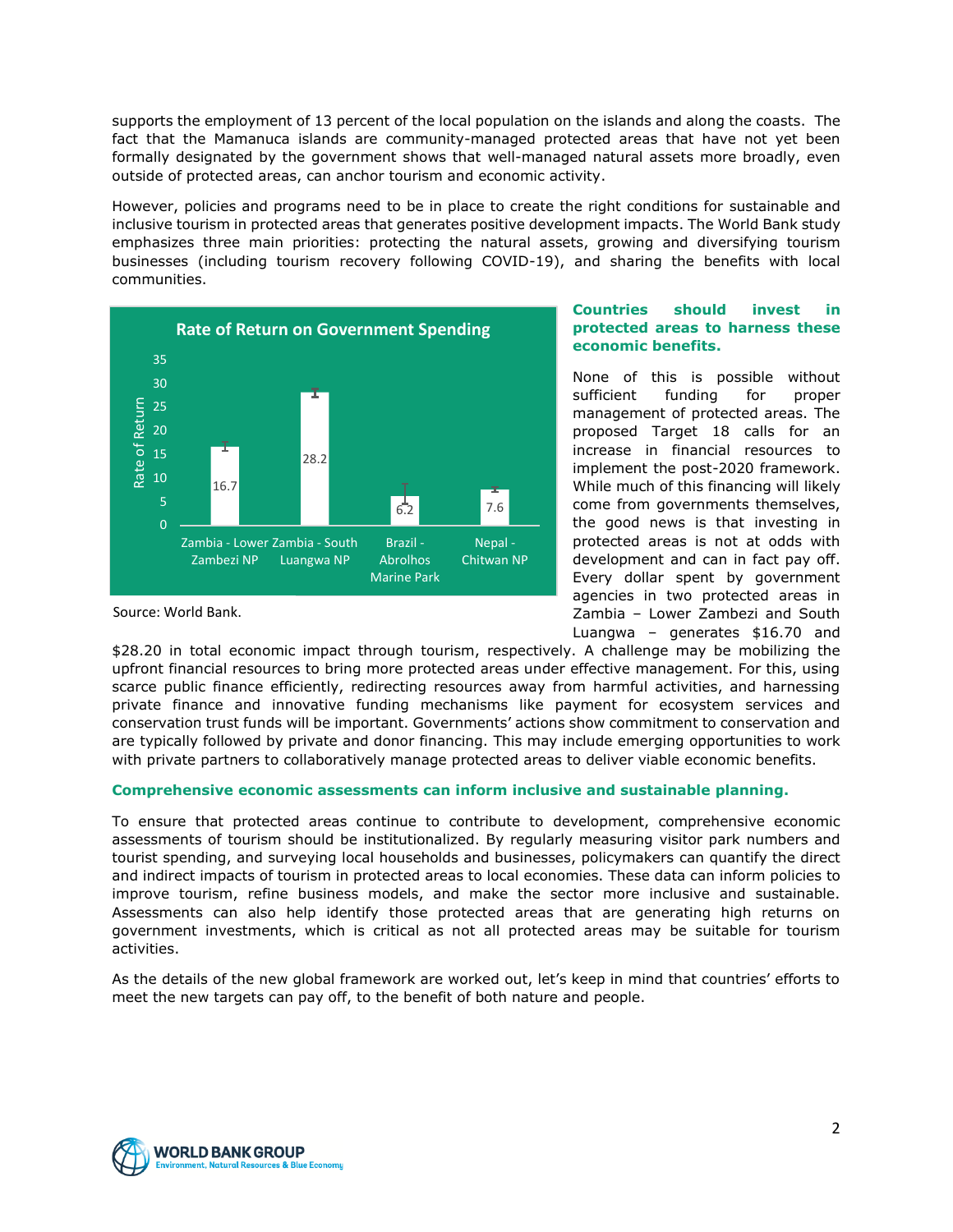supports the employment of 13 percent of the local population on the islands and along the coasts. The fact that the Mamanuca islands are community-managed protected areas that have not yet been formally designated by the government shows that well-managed natural assets more broadly, even outside of protected areas, can anchor tourism and economic activity.

However, policies and programs need to be in place to create the right conditions for sustainable and inclusive tourism in protected areas that generates positive development impacts. The World Bank study emphasizes three main priorities: protecting the natural assets, growing and diversifying tourism businesses (including tourism recovery following COVID-19), and sharing the benefits with local communities.

Rate of Return on Government Spending

Rate of Return

35
30
25
20
15
10
5
0

16.7
28.2
6.2
7.6

Zambia - Lower Zambezi NP
Zambia - South Luangwa NP
Brazil - Abrolhos Marine Park
Nepal - Chitwan NP

Source: World Bank.

## Countries should invest in protected areas to harness these economic benefits.

None of this is possible without sufficient funding for proper management of protected areas. The proposed Target 18 calls for an increase in financial resources to implement the post-2020 framework. While much of this financing will likely come from governments themselves, the good news is that investing in protected areas is not at odds with development and can in fact pay off. Every dollar spent by government agencies in two protected areas in Zambia – Lower Zambezi and South Luangwa – generates $16.70 and $28.20 in total economic impact through tourism, respectively. A challenge may be mobilizing the upfront financial resources to bring more protected areas under effective management. For this, using scarce public finance efficiently, redirecting resources away from harmful activities, and harnessing private finance and innovative funding mechanisms like payment for ecosystem services and conservation trust funds will be important. Governments' actions show commitment to conservation and are typically followed by private and donor financing. This may include emerging opportunities to work with private partners to collaboratively manage protected areas to deliver viable economic benefits.

## Comprehensive economic assessments can inform inclusive and sustainable planning.

To ensure that protected areas continue to contribute to development, comprehensive economic assessments of tourism should be institutionalized. By regularly measuring visitor park numbers and tourist spending, and surveying local households and businesses, policymakers can quantify the direct and indirect impacts of tourism in protected areas to local economies. These data can inform policies to improve tourism, refine business models, and make the sector more inclusive and sustainable. Assessments can also help identify those protected areas that are generating high returns on government investments, which is critical as not all protected areas may be suitable for tourism activities.

As the details of the new global framework are worked out, let's keep in mind that countries' efforts to meet the new targets can pay off, to the benefit of both nature and people.